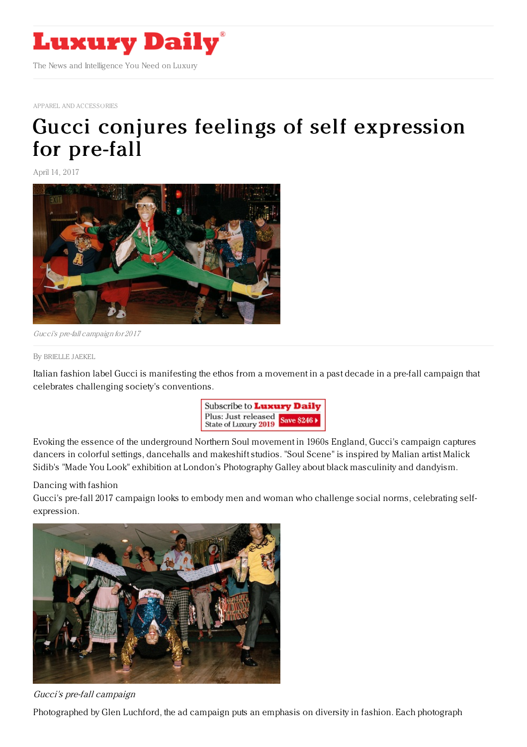APPAREL AND ACCESSORIES

# Gucci conjures feelings of self expression for pre-fall

April 14, 2017

*Gucci's pre-fall campaign for 2017*

By BRIELLE JAEKEL

Italian fashion label Gucci is manifesting the ethos from a movement in a past decade in a pre-fall campaign that celebrates challenging society's conventions.

Evoking the essence of the underground Northern Soul movement in 1960s England, Gucci's campaign captures dancers in colorful settings, dancehalls and makeshift studios. "Soul Scene" is inspired by Malian artist Malick Sidib's "Made You Look" exhibition at London's Photography Galley about black masculinity and dandyism.

Dancing with fashion

Gucci's pre-fall 2017 campaign looks to embody men and woman who challenge social norms, celebrating self-expression.

*Gucci's pre-fall campaign*

Photographed by Glen Luchford, the ad campaign puts an emphasis on diversity in fashion. Each photograph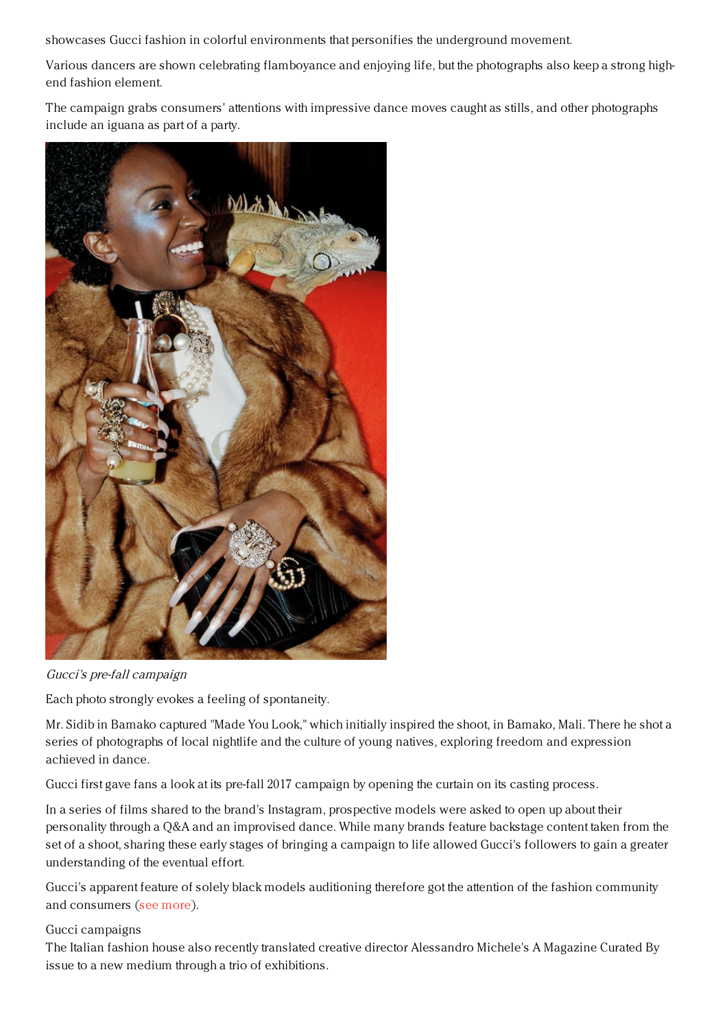showcases Gucci fashion in colorful environments that personifies the underground movement.

Various dancers are shown celebrating flamboyance and enjoying life, but the photographs also keep a strong high-end fashion element.

The campaign grabs consumers' attentions with impressive dance moves caught as stills, and other photographs include an iguana as part of a party.

*Gucci's pre-fall campaign*

Each photo strongly evokes a feeling of spontaneity.

Mr. Sidib in Bamako captured "Made You Look," which initially inspired the shoot, in Bamako, Mali. There he shot a series of photographs of local nightlife and the culture of young natives, exploring freedom and expression achieved in dance.

Gucci first gave fans a look at its pre-fall 2017 campaign by opening the curtain on its casting process.

In a series of films shared to the brand's Instagram, prospective models were asked to open up about their personality through a Q&A and an improvised dance. While many brands feature backstage content taken from the set of a shoot, sharing these early stages of bringing a campaign to life allowed Gucci's followers to gain a greater understanding of the eventual effort.

Gucci's apparent feature of solely black models auditioning therefore got the attention of the fashion community and consumers (see more).

Gucci campaigns

The Italian fashion house also recently translated creative director Alessandro Michele's A Magazine Curated By issue to a new medium through a trio of exhibitions.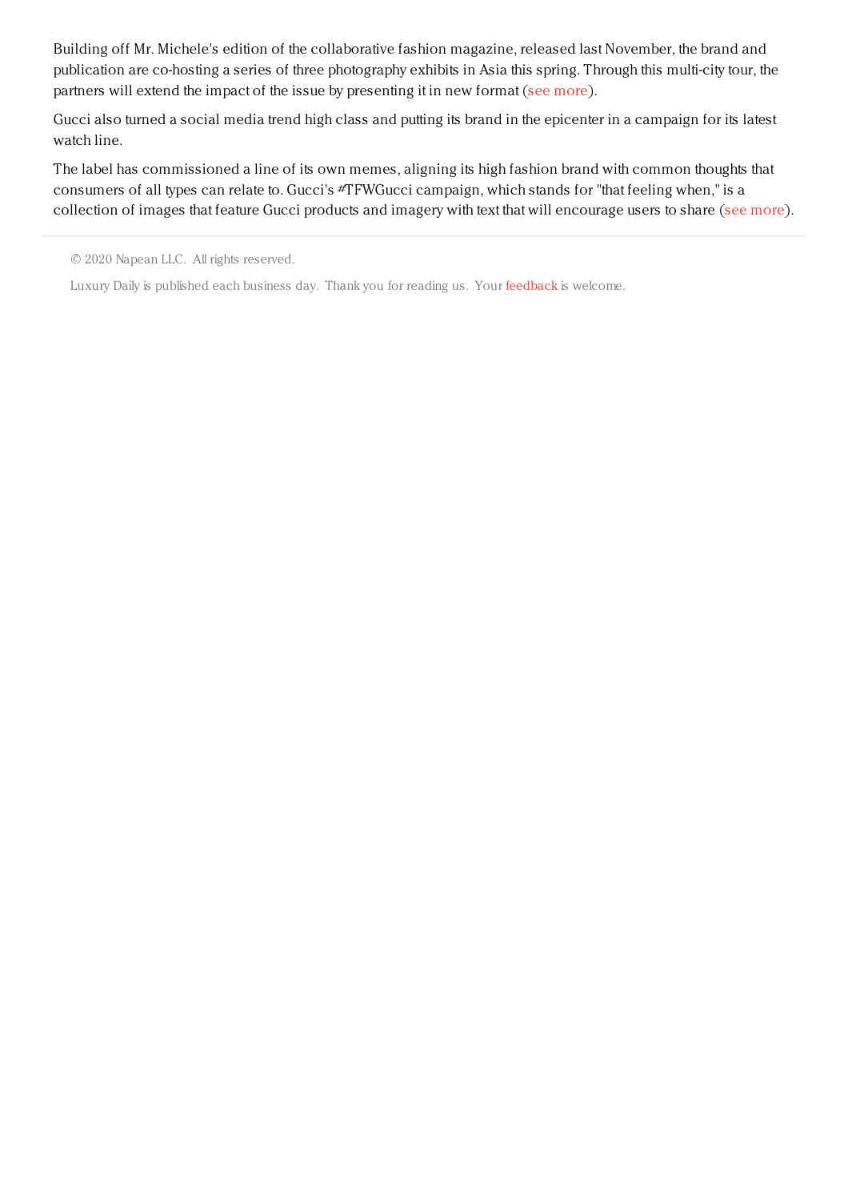Building off Mr. Michele's edition of the collaborative fashion magazine, released last November, the brand and publication are co-hosting a series of three photography exhibits in Asia this spring. Through this multi-city tour, the partners will extend the impact of the issue by presenting it in new format (see more).

Gucci also turned a social media trend high class and putting its brand in the epicenter in a campaign for its latest watch line.

The label has commissioned a line of its own memes, aligning its high fashion brand with common thoughts that consumers of all types can relate to. Gucci's #TFWGucci campaign, which stands for "that feeling when," is a collection of images that feature Gucci products and imagery with text that will encourage users to share (see more).

© 2020 Napean LLC. All rights reserved.

Luxury Daily is published each business day. Thank you for reading us. Your feedback is welcome.